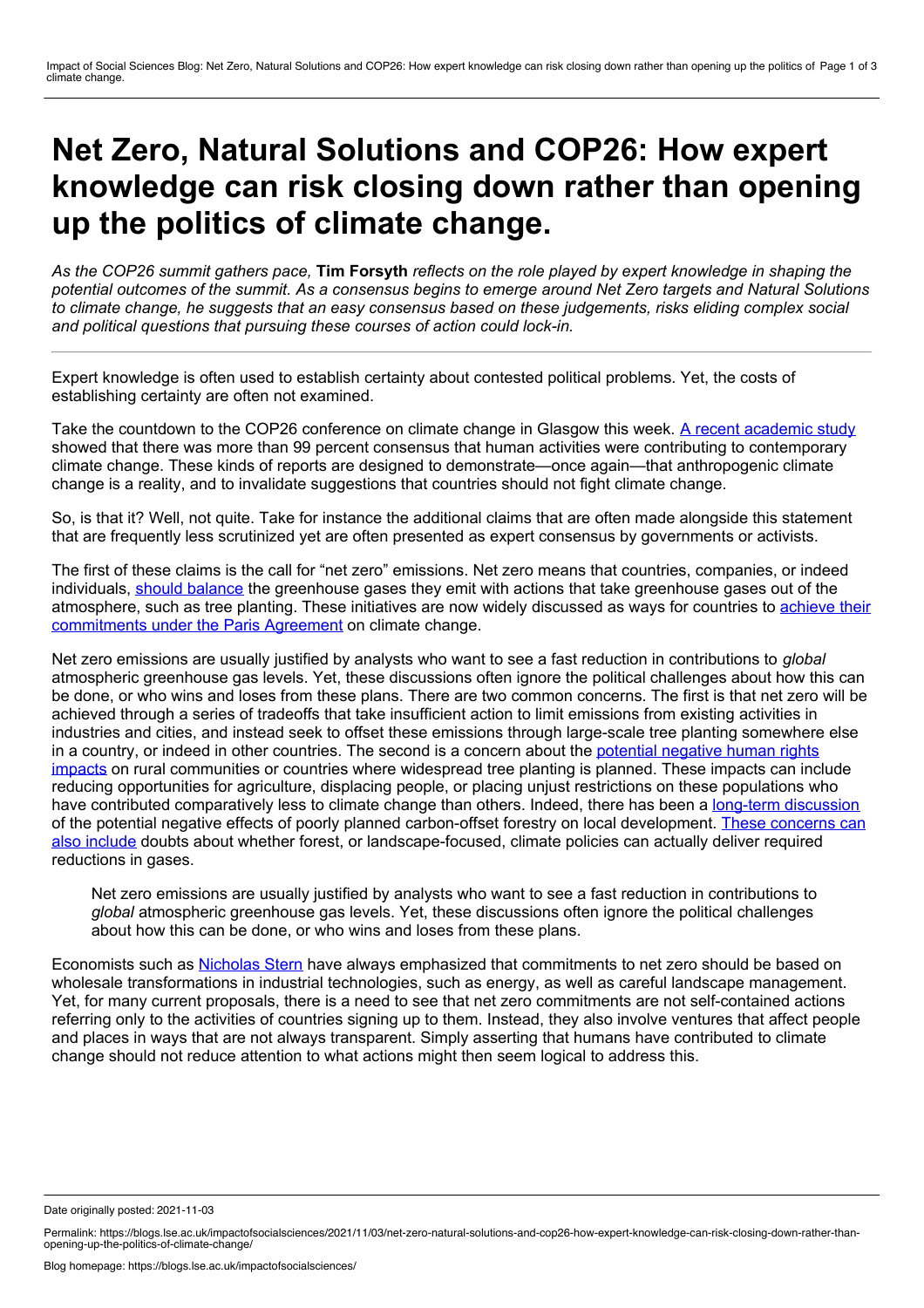# Net Zero, Natural Solutions and COP26: How expert knowledge can risk closing down rather than opening up the politics of climate change.

*As the COP26 summit gathers pace,* **Tim Forsyth** *reflects on the role played by expert knowledge in shaping the potential outcomes of the summit. As a consensus begins to emerge around Net Zero targets and Natural Solutions to climate change, he suggests that an easy consensus based on these judgements, risks eliding complex social and political questions that pursuing these courses of action could lock-in.*

---

Expert knowledge is often used to establish certainty about contested political problems. Yet, the costs of establishing certainty are often not examined.

Take the countdown to the COP26 conference on climate change in Glasgow this week. A recent academic study showed that there was more than 99 percent consensus that human activities were contributing to contemporary climate change. These kinds of reports are designed to demonstrate—once again—that anthropogenic climate change is a reality, and to invalidate suggestions that countries should not fight climate change.

So, is that it? Well, not quite. Take for instance the additional claims that are often made alongside this statement that are frequently less scrutinized yet are often presented as expert consensus by governments or activists.

The first of these claims is the call for "net zero" emissions. Net zero means that countries, companies, or indeed individuals, should balance the greenhouse gases they emit with actions that take greenhouse gases out of the atmosphere, such as tree planting. These initiatives are now widely discussed as ways for countries to achieve their commitments under the Paris Agreement on climate change.

Net zero emissions are usually justified by analysts who want to see a fast reduction in contributions to *global* atmospheric greenhouse gas levels. Yet, these discussions often ignore the political challenges about how this can be done, or who wins and loses from these plans. There are two common concerns. The first is that net zero will be achieved through a series of tradeoffs that take insufficient action to limit emissions from existing activities in industries and cities, and instead seek to offset these emissions through large-scale tree planting somewhere else in a country, or indeed in other countries. The second is a concern about the potential negative human rights impacts on rural communities or countries where widespread tree planting is planned. These impacts can include reducing opportunities for agriculture, displacing people, or placing unjust restrictions on these populations who have contributed comparatively less to climate change than others. Indeed, there has been a long-term discussion of the potential negative effects of poorly planned carbon-offset forestry on local development. These concerns can also include doubts about whether forest, or landscape-focused, climate policies can actually deliver required reductions in gases.

> Net zero emissions are usually justified by analysts who want to see a fast reduction in contributions to *global* atmospheric greenhouse gas levels. Yet, these discussions often ignore the political challenges about how this can be done, or who wins and loses from these plans.

Economists such as Nicholas Stern have always emphasized that commitments to net zero should be based on wholesale transformations in industrial technologies, such as energy, as well as careful landscape management. Yet, for many current proposals, there is a need to see that net zero commitments are not self-contained actions referring only to the activities of countries signing up to them. Instead, they also involve ventures that affect people and places in ways that are not always transparent. Simply asserting that humans have contributed to climate change should not reduce attention to what actions might then seem logical to address this.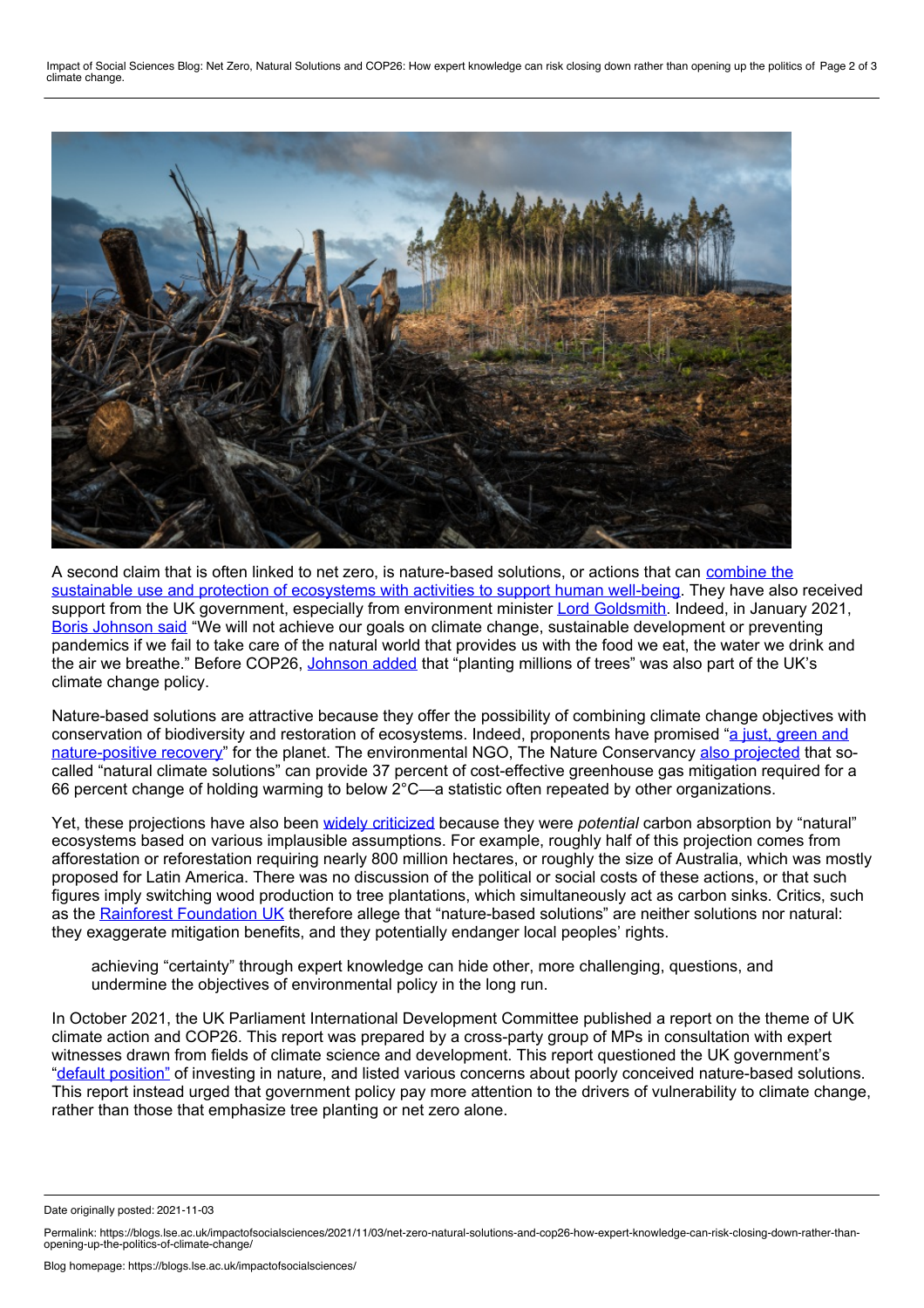A second claim that is often linked to net zero, is nature-based solutions, or actions that can combine the sustainable use and protection of ecosystems with activities to support human well-being. They have also received support from the UK government, especially from environment minister Lord Goldsmith. Indeed, in January 2021, Boris Johnson said "We will not achieve our goals on climate change, sustainable development or preventing pandemics if we fail to take care of the natural world that provides us with the food we eat, the water we drink and the air we breathe." Before COP26, Johnson added that "planting millions of trees" was also part of the UK's climate change policy.

Nature-based solutions are attractive because they offer the possibility of combining climate change objectives with conservation of biodiversity and restoration of ecosystems. Indeed, proponents have promised "a just, green and nature-positive recovery" for the planet. The environmental NGO, The Nature Conservancy also projected that so-called "natural climate solutions" can provide 37 percent of cost-effective greenhouse gas mitigation required for a 66 percent change of holding warming to below 2°C—a statistic often repeated by other organizations.

Yet, these projections have also been widely criticized because they were *potential* carbon absorption by "natural" ecosystems based on various implausible assumptions. For example, roughly half of this projection comes from afforestation or reforestation requiring nearly 800 million hectares, or roughly the size of Australia, which was mostly proposed for Latin America. There was no discussion of the political or social costs of these actions, or that such figures imply switching wood production to tree plantations, which simultaneously act as carbon sinks. Critics, such as the Rainforest Foundation UK therefore allege that "nature-based solutions" are neither solutions nor natural: they exaggerate mitigation benefits, and they potentially endanger local peoples' rights.

> achieving "certainty" through expert knowledge can hide other, more challenging, questions, and undermine the objectives of environmental policy in the long run.

In October 2021, the UK Parliament International Development Committee published a report on the theme of UK climate action and COP26. This report was prepared by a cross-party group of MPs in consultation with expert witnesses drawn from fields of climate science and development. This report questioned the UK government's "default position" of investing in nature, and listed various concerns about poorly conceived nature-based solutions. This report instead urged that government policy pay more attention to the drivers of vulnerability to climate change, rather than those that emphasize tree planting or net zero alone.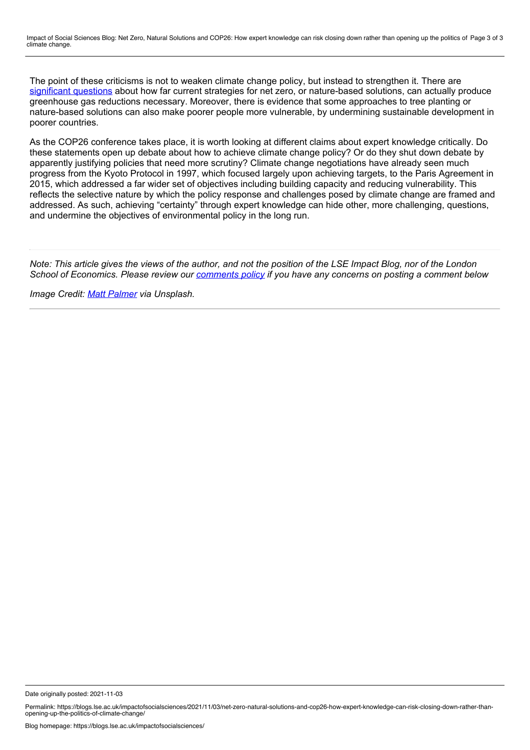The point of these criticisms is not to weaken climate change policy, but instead to strengthen it. There are significant questions about how far current strategies for net zero, or nature-based solutions, can actually produce greenhouse gas reductions necessary. Moreover, there is evidence that some approaches to tree planting or nature-based solutions can also make poorer people more vulnerable, by undermining sustainable development in poorer countries.

As the COP26 conference takes place, it is worth looking at different claims about expert knowledge critically. Do these statements open up debate about how to achieve climate change policy? Or do they shut down debate by apparently justifying policies that need more scrutiny? Climate change negotiations have already seen much progress from the Kyoto Protocol in 1997, which focused largely upon achieving targets, to the Paris Agreement in 2015, which addressed a far wider set of objectives including building capacity and reducing vulnerability. This reflects the selective nature by which the policy response and challenges posed by climate change are framed and addressed. As such, achieving "certainty" through expert knowledge can hide other, more challenging, questions, and undermine the objectives of environmental policy in the long run.

---

*Note: This article gives the views of the author, and not the position of the LSE Impact Blog, nor of the London School of Economics. Please review our comments policy if you have any concerns on posting a comment below*

*Image Credit: Matt Palmer via Unsplash.*

---

Date originally posted: 2021-11-03

Permalink: https://blogs.lse.ac.uk/impactofsocialsciences/2021/11/03/net-zero-natural-solutions-and-cop26-how-expert-knowledge-can-risk-closing-down-rather-than-opening-up-the-politics-of-climate-change/

Blog homepage: https://blogs.lse.ac.uk/impactofsocialsciences/